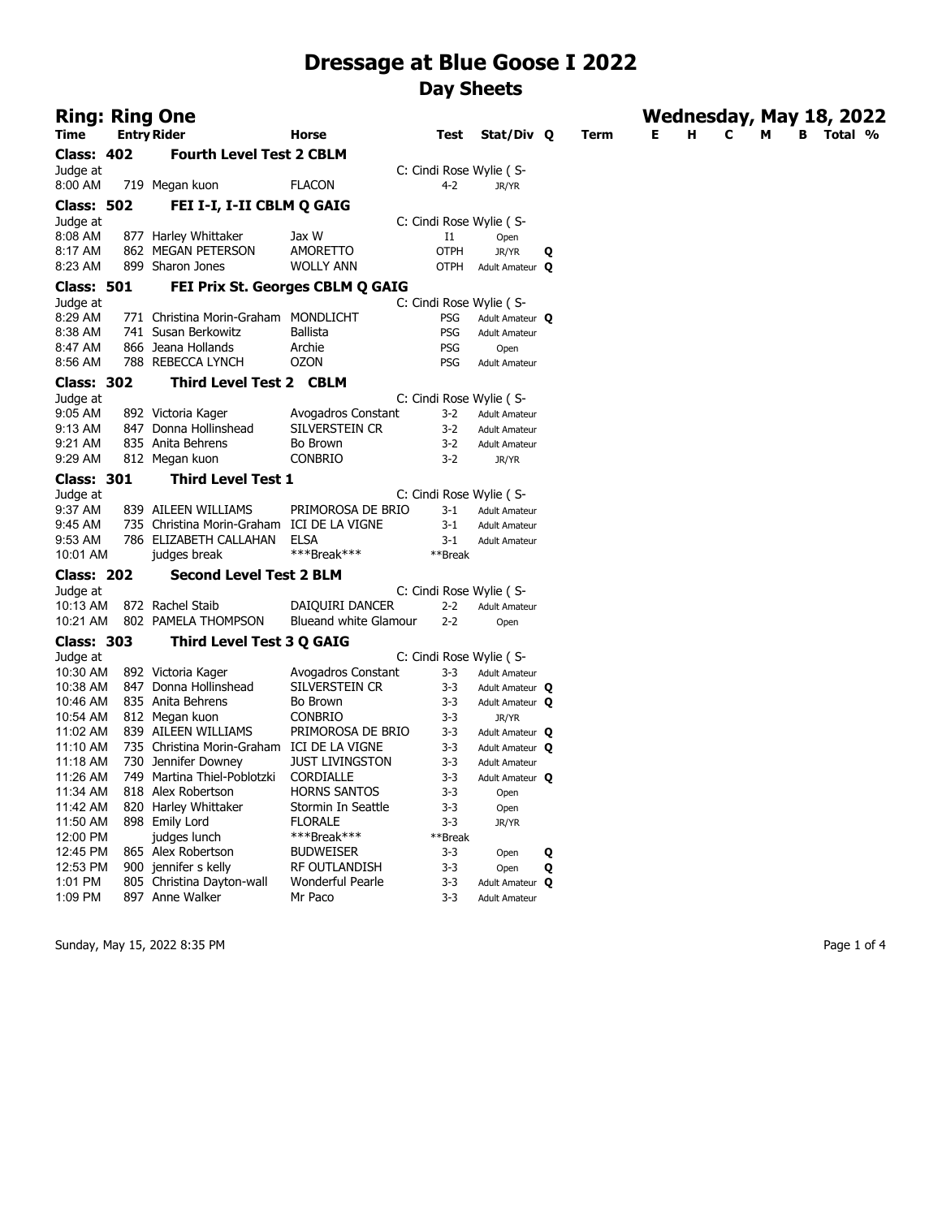# Dressage at Blue Goose I 2022

## Day Sheets

**Ring: Ring One** — **Wednesday, May 18, 2022**

| Time | Entry | Rider | Horse | Test | Stat/Div | Q | Term | E | H | C | M | B | Total % |
|---|---|---|---|---|---|---|---|---|---|---|---|---|---|
| **Class: 402** | | **Fourth Level Test 2 CBLM** | | | | | | | | | | | |
| Judge at | | | | C: Cindi Rose Wylie ( S- | | | | | | | | | |
| 8:00 AM | 719 | Megan kuon | FLACON | 4-2 | JR/YR | | | | | | | | |
| **Class: 502** | | **FEI I-I, I-II CBLM Q GAIG** | | | | | | | | | | | |
| Judge at | | | | C: Cindi Rose Wylie ( S- | | | | | | | | | |
| 8:08 AM | 877 | Harley Whittaker | Jax W | I1 | Open | | | | | | | | |
| 8:17 AM | 862 | MEGAN PETERSON | AMORETTO | OTPH | JR/YR | Q | | | | | | | |
| 8:23 AM | 899 | Sharon Jones | WOLLY ANN | OTPH | Adult Amateur | Q | | | | | | | |
| **Class: 501** | | **FEI Prix St. Georges CBLM Q GAIG** | | | | | | | | | | | |
| Judge at | | | | C: Cindi Rose Wylie ( S- | | | | | | | | | |
| 8:29 AM | 771 | Christina Morin-Graham | MONDLICHT | PSG | Adult Amateur | Q | | | | | | | |
| 8:38 AM | 741 | Susan Berkowitz | Ballista | PSG | Adult Amateur | | | | | | | | |
| 8:47 AM | 866 | Jeana Hollands | Archie | PSG | Open | | | | | | | | |
| 8:56 AM | 788 | REBECCA LYNCH | OZON | PSG | Adult Amateur | | | | | | | | |
| **Class: 302** | | **Third Level Test 2 CBLM** | | | | | | | | | | | |
| Judge at | | | | C: Cindi Rose Wylie ( S- | | | | | | | | | |
| 9:05 AM | 892 | Victoria Kager | Avogadros Constant | 3-2 | Adult Amateur | | | | | | | | |
| 9:13 AM | 847 | Donna Hollinshead | SILVERSTEIN CR | 3-2 | Adult Amateur | | | | | | | | |
| 9:21 AM | 835 | Anita Behrens | Bo Brown | 3-2 | Adult Amateur | | | | | | | | |
| 9:29 AM | 812 | Megan kuon | CONBRIO | 3-2 | JR/YR | | | | | | | | |
| **Class: 301** | | **Third Level Test 1** | | | | | | | | | | | |
| Judge at | | | | C: Cindi Rose Wylie ( S- | | | | | | | | | |
| 9:37 AM | 839 | AILEEN WILLIAMS | PRIMOROSA DE BRIO | 3-1 | Adult Amateur | | | | | | | | |
| 9:45 AM | 735 | Christina Morin-Graham | ICI DE LA VIGNE | 3-1 | Adult Amateur | | | | | | | | |
| 9:53 AM | 786 | ELIZABETH CALLAHAN | ELSA | 3-1 | Adult Amateur | | | | | | | | |
| 10:01 AM | | judges break | ***Break*** | **Break | | | | | | | | | |
| **Class: 202** | | **Second Level Test 2 BLM** | | | | | | | | | | | |
| Judge at | | | | C: Cindi Rose Wylie ( S- | | | | | | | | | |
| 10:13 AM | 872 | Rachel Staib | DAIQUIRI DANCER | 2-2 | Adult Amateur | | | | | | | | |
| 10:21 AM | 802 | PAMELA THOMPSON | Blueand white Glamour | 2-2 | Open | | | | | | | | |
| **Class: 303** | | **Third Level Test 3 Q GAIG** | | | | | | | | | | | |
| Judge at | | | | C: Cindi Rose Wylie ( S- | | | | | | | | | |
| 10:30 AM | 892 | Victoria Kager | Avogadros Constant | 3-3 | Adult Amateur | | | | | | | | |
| 10:38 AM | 847 | Donna Hollinshead | SILVERSTEIN CR | 3-3 | Adult Amateur | Q | | | | | | | |
| 10:46 AM | 835 | Anita Behrens | Bo Brown | 3-3 | Adult Amateur | Q | | | | | | | |
| 10:54 AM | 812 | Megan kuon | CONBRIO | 3-3 | JR/YR | | | | | | | | |
| 11:02 AM | 839 | AILEEN WILLIAMS | PRIMOROSA DE BRIO | 3-3 | Adult Amateur | Q | | | | | | | |
| 11:10 AM | 735 | Christina Morin-Graham | ICI DE LA VIGNE | 3-3 | Adult Amateur | Q | | | | | | | |
| 11:18 AM | 730 | Jennifer Downey | JUST LIVINGSTON | 3-3 | Adult Amateur | | | | | | | | |
| 11:26 AM | 749 | Martina Thiel-Poblotzki | CORDIALLE | 3-3 | Adult Amateur | Q | | | | | | | |
| 11:34 AM | 818 | Alex Robertson | HORNS SANTOS | 3-3 | Open | | | | | | | | |
| 11:42 AM | 820 | Harley Whittaker | Stormin In Seattle | 3-3 | Open | | | | | | | | |
| 11:50 AM | 898 | Emily Lord | FLORALE | 3-3 | JR/YR | | | | | | | | |
| 12:00 PM | | judges lunch | ***Break*** | **Break | | | | | | | | | |
| 12:45 PM | 865 | Alex Robertson | BUDWEISER | 3-3 | Open | Q | | | | | | | |
| 12:53 PM | 900 | jennifer s kelly | RF OUTLANDISH | 3-3 | Open | Q | | | | | | | |
| 1:01 PM | 805 | Christina Dayton-wall | Wonderful Pearle | 3-3 | Adult Amateur | Q | | | | | | | |
| 1:09 PM | 897 | Anne Walker | Mr Paco | 3-3 | Adult Amateur | | | | | | | | |

Sunday, May 15, 2022 8:35 PM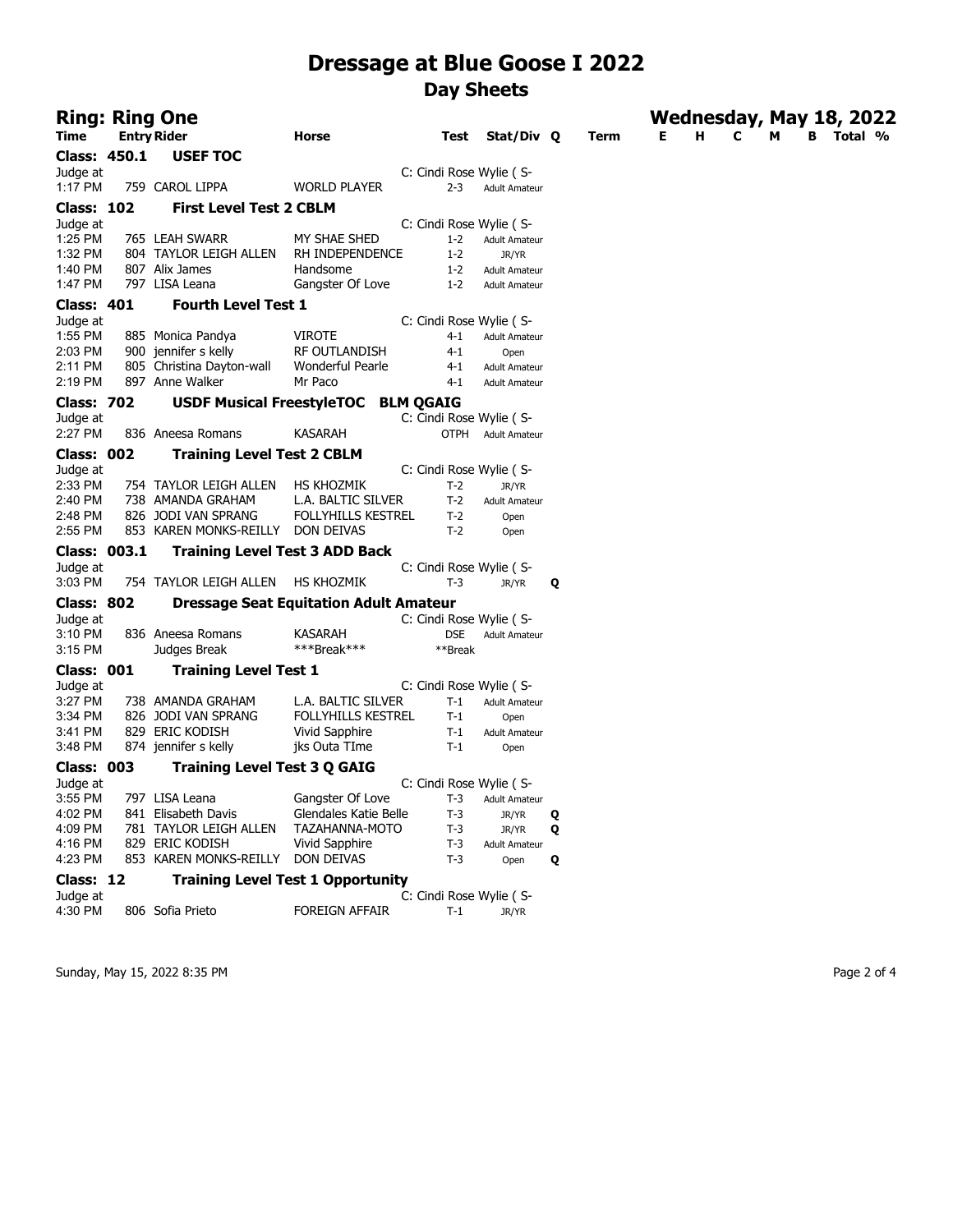# Dressage at Blue Goose I 2022

## Day Sheets

### Ring: Ring One

**Wednesday, May 18, 2022**

| Time | Entry | Rider | Horse | Test | Stat/Div | Q | Term | E | H | C | M | B | Total % |
|---|---|---|---|---|---|---|---|---|---|---|---|---|---|
| **Class: 450.1** | | **USEF TOC** | | | | | | | | | | | |
| Judge at | | | | C: Cindi Rose Wylie ( S- | | | | | | | | | |
| 1:17 PM | 759 | CAROL LIPPA | WORLD PLAYER | 2-3 | Adult Amateur | | | | | | | | |
| **Class: 102** | | **First Level Test 2 CBLM** | | | | | | | | | | | |
| Judge at | | | | C: Cindi Rose Wylie ( S- | | | | | | | | | |
| 1:25 PM | 765 | LEAH SWARR | MY SHAE SHED | 1-2 | Adult Amateur | | | | | | | | |
| 1:32 PM | 804 | TAYLOR LEIGH ALLEN | RH INDEPENDENCE | 1-2 | JR/YR | | | | | | | | |
| 1:40 PM | 807 | Alix James | Handsome | 1-2 | Adult Amateur | | | | | | | | |
| 1:47 PM | 797 | LISA Leana | Gangster Of Love | 1-2 | Adult Amateur | | | | | | | | |
| **Class: 401** | | **Fourth Level Test 1** | | | | | | | | | | | |
| Judge at | | | | C: Cindi Rose Wylie ( S- | | | | | | | | | |
| 1:55 PM | 885 | Monica Pandya | VIROTE | 4-1 | Adult Amateur | | | | | | | | |
| 2:03 PM | 900 | jennifer s kelly | RF OUTLANDISH | 4-1 | Open | | | | | | | | |
| 2:11 PM | 805 | Christina Dayton-wall | Wonderful Pearle | 4-1 | Adult Amateur | | | | | | | | |
| 2:19 PM | 897 | Anne Walker | Mr Paco | 4-1 | Adult Amateur | | | | | | | | |
| **Class: 702** | | **USDF Musical FreestyleTOC BLM QGAIG** | | | | | | | | | | | |
| Judge at | | | | C: Cindi Rose Wylie ( S- | | | | | | | | | |
| 2:27 PM | 836 | Aneesa Romans | KASARAH | OTPH | Adult Amateur | | | | | | | | |
| **Class: 002** | | **Training Level Test 2 CBLM** | | | | | | | | | | | |
| Judge at | | | | C: Cindi Rose Wylie ( S- | | | | | | | | | |
| 2:33 PM | 754 | TAYLOR LEIGH ALLEN | HS KHOZMIK | T-2 | JR/YR | | | | | | | | |
| 2:40 PM | 738 | AMANDA GRAHAM | L.A. BALTIC SILVER | T-2 | Adult Amateur | | | | | | | | |
| 2:48 PM | 826 | JODI VAN SPRANG | FOLLYHILLS KESTREL | T-2 | Open | | | | | | | | |
| 2:55 PM | 853 | KAREN MONKS-REILLY | DON DEIVAS | T-2 | Open | | | | | | | | |
| **Class: 003.1** | | **Training Level Test 3 ADD Back** | | | | | | | | | | | |
| Judge at | | | | C: Cindi Rose Wylie ( S- | | | | | | | | | |
| 3:03 PM | 754 | TAYLOR LEIGH ALLEN | HS KHOZMIK | T-3 | JR/YR | Q | | | | | | | |
| **Class: 802** | | **Dressage Seat Equitation Adult Amateur** | | | | | | | | | | | |
| Judge at | | | | C: Cindi Rose Wylie ( S- | | | | | | | | | |
| 3:10 PM | 836 | Aneesa Romans | KASARAH | DSE | Adult Amateur | | | | | | | | |
| 3:15 PM | | Judges Break | ***Break*** | **Break | | | | | | | | | |
| **Class: 001** | | **Training Level Test 1** | | | | | | | | | | | |
| Judge at | | | | C: Cindi Rose Wylie ( S- | | | | | | | | | |
| 3:27 PM | 738 | AMANDA GRAHAM | L.A. BALTIC SILVER | T-1 | Adult Amateur | | | | | | | | |
| 3:34 PM | 826 | JODI VAN SPRANG | FOLLYHILLS KESTREL | T-1 | Open | | | | | | | | |
| 3:41 PM | 829 | ERIC KODISH | Vivid Sapphire | T-1 | Adult Amateur | | | | | | | | |
| 3:48 PM | 874 | jennifer s kelly | jks Outa TIme | T-1 | Open | | | | | | | | |
| **Class: 003** | | **Training Level Test 3 Q GAIG** | | | | | | | | | | | |
| Judge at | | | | C: Cindi Rose Wylie ( S- | | | | | | | | | |
| 3:55 PM | 797 | LISA Leana | Gangster Of Love | T-3 | Adult Amateur | | | | | | | | |
| 4:02 PM | 841 | Elisabeth Davis | Glendales Katie Belle | T-3 | JR/YR | Q | | | | | | | |
| 4:09 PM | 781 | TAYLOR LEIGH ALLEN | TAZAHANNA-MOTO | T-3 | JR/YR | Q | | | | | | | |
| 4:16 PM | 829 | ERIC KODISH | Vivid Sapphire | T-3 | Adult Amateur | | | | | | | | |
| 4:23 PM | 853 | KAREN MONKS-REILLY | DON DEIVAS | T-3 | Open | Q | | | | | | | |
| **Class: 12** | | **Training Level Test 1 Opportunity** | | | | | | | | | | | |
| Judge at | | | | C: Cindi Rose Wylie ( S- | | | | | | | | | |
| 4:30 PM | 806 | Sofia Prieto | FOREIGN AFFAIR | T-1 | JR/YR | | | | | | | | |

Sunday, May 15, 2022 8:35 PM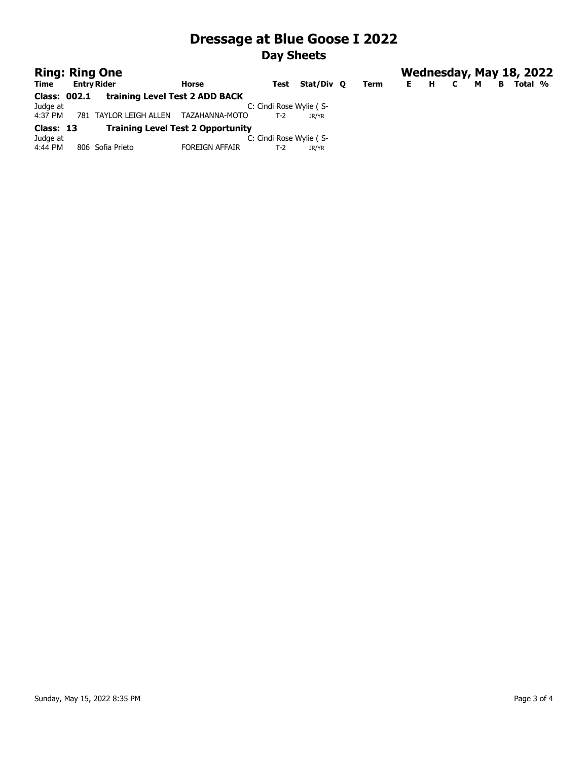# Dressage at Blue Goose I 2022

## Day Sheets

**Ring: Ring One** — **Wednesday, May 18, 2022**

| Time | Entry | Rider | Horse | Test | Stat/Div | Q | Term | E | H | C | M | B | Total | % |
|---|---|---|---|---|---|---|---|---|---|---|---|---|---|---|
| **Class: 002.1** | | **training Level Test 2 ADD BACK** | | | | | | | | | | | | |
| Judge at | | | | C: Cindi Rose Wylie ( S- | | | | | | | | | | |
| 4:37 PM | 781 | TAYLOR LEIGH ALLEN | TAZAHANNA-MOTO | T-2 | JR/YR | | | | | | | | | |
| **Class: 13** | | **Training Level Test 2 Opportunity** | | | | | | | | | | | | |
| Judge at | | | | C: Cindi Rose Wylie ( S- | | | | | | | | | | |
| 4:44 PM | 806 | Sofia Prieto | FOREIGN AFFAIR | T-2 | JR/YR | | | | | | | | | |

Sunday, May 15, 2022 8:35 PM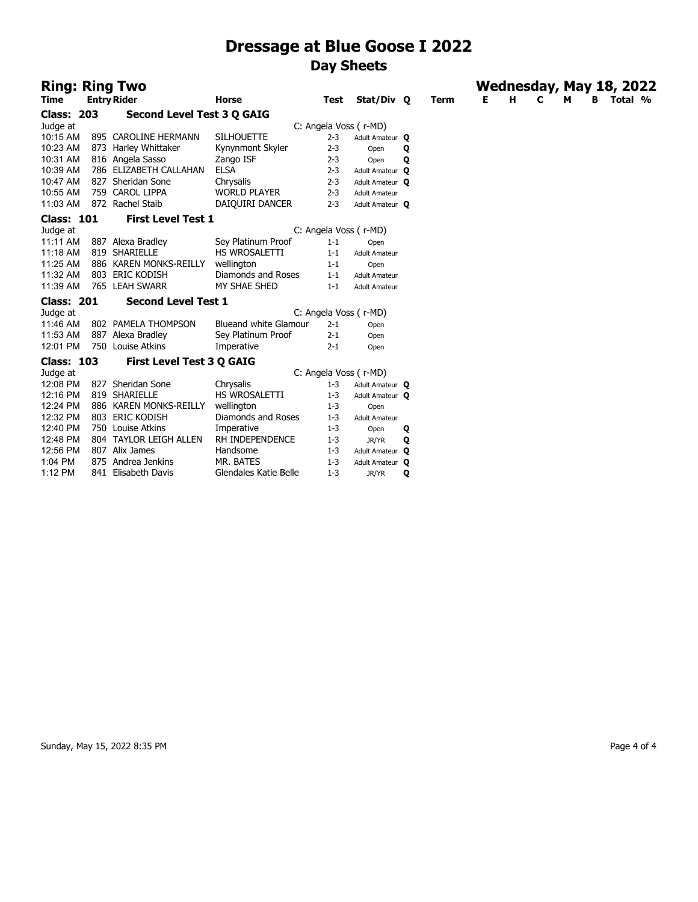# Dressage at Blue Goose I 2022

## Day Sheets

**Ring: Ring Two** — **Wednesday, May 18, 2022**

| Time | Entry | Rider | Horse | Test | Stat/Div | Q | Term | E | H | C | M | B | Total % |
|---|---|---|---|---|---|---|---|---|---|---|---|---|---|
| **Class: 203** | | **Second Level Test 3 Q GAIG** | | | | | | | | | | | |
| Judge at | | | | C: Angela Voss ( r-MD) | | | | | | | | | |
| 10:15 AM | 895 | CAROLINE HERMANN | SILHOUETTE | 2-3 | Adult Amateur | Q | | | | | | | |
| 10:23 AM | 873 | Harley Whittaker | Kynynmont Skyler | 2-3 | Open | Q | | | | | | | |
| 10:31 AM | 816 | Angela Sasso | Zango ISF | 2-3 | Open | Q | | | | | | | |
| 10:39 AM | 786 | ELIZABETH CALLAHAN | ELSA | 2-3 | Adult Amateur | Q | | | | | | | |
| 10:47 AM | 827 | Sheridan Sone | Chrysalis | 2-3 | Adult Amateur | Q | | | | | | | |
| 10:55 AM | 759 | CAROL LIPPA | WORLD PLAYER | 2-3 | Adult Amateur | | | | | | | | |
| 11:03 AM | 872 | Rachel Staib | DAIQUIRI DANCER | 2-3 | Adult Amateur | Q | | | | | | | |
| **Class: 101** | | **First Level Test 1** | | | | | | | | | | | |
| Judge at | | | | C: Angela Voss ( r-MD) | | | | | | | | | |
| 11:11 AM | 887 | Alexa Bradley | Sey Platinum Proof | 1-1 | Open | | | | | | | | |
| 11:18 AM | 819 | SHARIELLE | HS WROSALETTI | 1-1 | Adult Amateur | | | | | | | | |
| 11:25 AM | 886 | KAREN MONKS-REILLY | wellington | 1-1 | Open | | | | | | | | |
| 11:32 AM | 803 | ERIC KODISH | Diamonds and Roses | 1-1 | Adult Amateur | | | | | | | | |
| 11:39 AM | 765 | LEAH SWARR | MY SHAE SHED | 1-1 | Adult Amateur | | | | | | | | |
| **Class: 201** | | **Second Level Test 1** | | | | | | | | | | | |
| Judge at | | | | C: Angela Voss ( r-MD) | | | | | | | | | |
| 11:46 AM | 802 | PAMELA THOMPSON | Blueand white Glamour | 2-1 | Open | | | | | | | | |
| 11:53 AM | 887 | Alexa Bradley | Sey Platinum Proof | 2-1 | Open | | | | | | | | |
| 12:01 PM | 750 | Louise Atkins | Imperative | 2-1 | Open | | | | | | | | |
| **Class: 103** | | **First Level Test 3 Q GAIG** | | | | | | | | | | | |
| Judge at | | | | C: Angela Voss ( r-MD) | | | | | | | | | |
| 12:08 PM | 827 | Sheridan Sone | Chrysalis | 1-3 | Adult Amateur | Q | | | | | | | |
| 12:16 PM | 819 | SHARIELLE | HS WROSALETTI | 1-3 | Adult Amateur | Q | | | | | | | |
| 12:24 PM | 886 | KAREN MONKS-REILLY | wellington | 1-3 | Open | | | | | | | | |
| 12:32 PM | 803 | ERIC KODISH | Diamonds and Roses | 1-3 | Adult Amateur | | | | | | | | |
| 12:40 PM | 750 | Louise Atkins | Imperative | 1-3 | Open | Q | | | | | | | |
| 12:48 PM | 804 | TAYLOR LEIGH ALLEN | RH INDEPENDENCE | 1-3 | JR/YR | Q | | | | | | | |
| 12:56 PM | 807 | Alix James | Handsome | 1-3 | Adult Amateur | Q | | | | | | | |
| 1:04 PM | 875 | Andrea Jenkins | MR. BATES | 1-3 | Adult Amateur | Q | | | | | | | |
| 1:12 PM | 841 | Elisabeth Davis | Glendales Katie Belle | 1-3 | JR/YR | Q | | | | | | | |

Sunday, May 15, 2022 8:35 PM